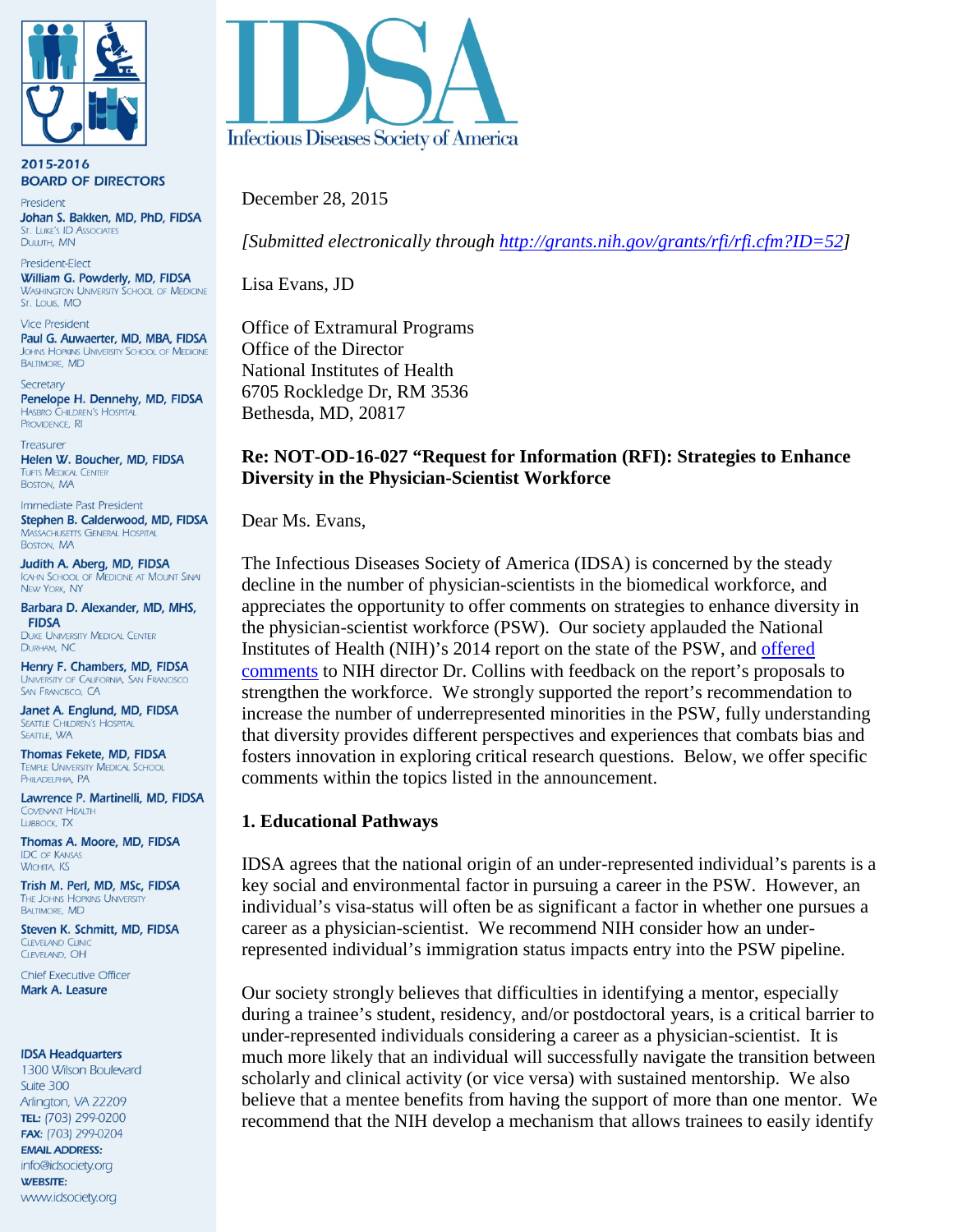# IDSA

Infectious Diseases Society of America

**2015-2016 BOARD OF DIRECTORS**

President
**Johan S. Bakken, MD, PhD, FIDSA**
St. Luke's ID Associates
Duluth, MN

President-Elect
**William G. Powderly, MD, FIDSA**
Washington University School of Medicine
St. Louis, MO

Vice President
**Paul G. Auwaerter, MD, MBA, FIDSA**
Johns Hopkins University School of Medicine
Baltimore, MD

Secretary
**Penelope H. Dennehy, MD, FIDSA**
Hasbro Children's Hospital
Providence, RI

Treasurer
**Helen W. Boucher, MD, FIDSA**
Tufts Medical Center
Boston, MA

Immediate Past President
**Stephen B. Calderwood, MD, FIDSA**
Massachusetts General Hospital
Boston, MA

**Judith A. Aberg, MD, FIDSA**
Icahn School of Medicine at Mount Sinai
New York, NY

**Barbara D. Alexander, MD, MHS, FIDSA**
Duke University Medical Center
Durham, NC

**Henry F. Chambers, MD, FIDSA**
University of California, San Francisco
San Francisco, CA

**Janet A. Englund, MD, FIDSA**
Seattle Children's Hospital
Seattle, WA

**Thomas Fekete, MD, FIDSA**
Temple University Medical School
Philadelphia, PA

**Lawrence P. Martinelli, MD, FIDSA**
Covenant Health
Lubbock, TX

**Thomas A. Moore, MD, FIDSA**
IDC of Kansas
Wichita, KS

**Trish M. Perl, MD, MSc, FIDSA**
The Johns Hopkins University
Baltimore, MD

**Steven K. Schmitt, MD, FIDSA**
Cleveland Clinic
Cleveland, OH

Chief Executive Officer
**Mark A. Leasure**

**IDSA Headquarters**
1300 Wilson Boulevard
Suite 300
Arlington, VA 22209
**TEL:** (703) 299-0200
**FAX:** (703) 299-0204
**EMAIL ADDRESS:**
info@idsociety.org
**WEBSITE:**
www.idsociety.org

December 28, 2015

*[Submitted electronically through http://grants.nih.gov/grants/rfi/rfi.cfm?ID=52]*

Lisa Evans, JD

Office of Extramural Programs
Office of the Director
National Institutes of Health
6705 Rockledge Dr, RM 3536
Bethesda, MD, 20817

**Re: NOT-OD-16-027 "Request for Information (RFI): Strategies to Enhance Diversity in the Physician-Scientist Workforce**

Dear Ms. Evans,

The Infectious Diseases Society of America (IDSA) is concerned by the steady decline in the number of physician-scientists in the biomedical workforce, and appreciates the opportunity to offer comments on strategies to enhance diversity in the physician-scientist workforce (PSW). Our society applauded the National Institutes of Health (NIH)'s 2014 report on the state of the PSW, and offered comments to NIH director Dr. Collins with feedback on the report's proposals to strengthen the workforce. We strongly supported the report's recommendation to increase the number of underrepresented minorities in the PSW, fully understanding that diversity provides different perspectives and experiences that combats bias and fosters innovation in exploring critical research questions. Below, we offer specific comments within the topics listed in the announcement.

## 1. Educational Pathways

IDSA agrees that the national origin of an under-represented individual's parents is a key social and environmental factor in pursuing a career in the PSW. However, an individual's visa-status will often be as significant a factor in whether one pursues a career as a physician-scientist. We recommend NIH consider how an under-represented individual's immigration status impacts entry into the PSW pipeline.

Our society strongly believes that difficulties in identifying a mentor, especially during a trainee's student, residency, and/or postdoctoral years, is a critical barrier to under-represented individuals considering a career as a physician-scientist. It is much more likely that an individual will successfully navigate the transition between scholarly and clinical activity (or vice versa) with sustained mentorship. We also believe that a mentee benefits from having the support of more than one mentor. We recommend that the NIH develop a mechanism that allows trainees to easily identify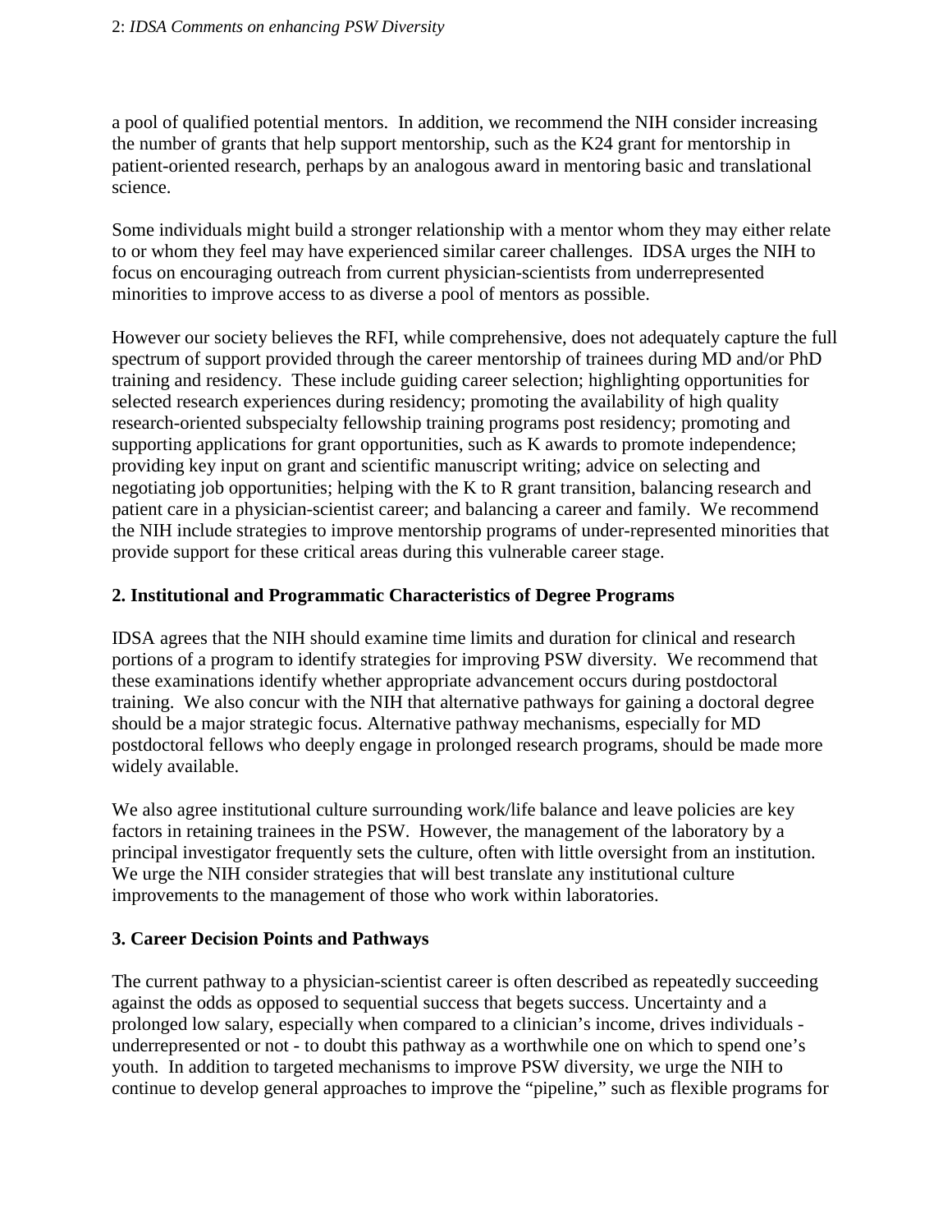a pool of qualified potential mentors. In addition, we recommend the NIH consider increasing the number of grants that help support mentorship, such as the K24 grant for mentorship in patient-oriented research, perhaps by an analogous award in mentoring basic and translational science.

Some individuals might build a stronger relationship with a mentor whom they may either relate to or whom they feel may have experienced similar career challenges. IDSA urges the NIH to focus on encouraging outreach from current physician-scientists from underrepresented minorities to improve access to as diverse a pool of mentors as possible.

However our society believes the RFI, while comprehensive, does not adequately capture the full spectrum of support provided through the career mentorship of trainees during MD and/or PhD training and residency. These include guiding career selection; highlighting opportunities for selected research experiences during residency; promoting the availability of high quality research-oriented subspecialty fellowship training programs post residency; promoting and supporting applications for grant opportunities, such as K awards to promote independence; providing key input on grant and scientific manuscript writing; advice on selecting and negotiating job opportunities; helping with the K to R grant transition, balancing research and patient care in a physician-scientist career; and balancing a career and family. We recommend the NIH include strategies to improve mentorship programs of under-represented minorities that provide support for these critical areas during this vulnerable career stage.

**2. Institutional and Programmatic Characteristics of Degree Programs**

IDSA agrees that the NIH should examine time limits and duration for clinical and research portions of a program to identify strategies for improving PSW diversity. We recommend that these examinations identify whether appropriate advancement occurs during postdoctoral training. We also concur with the NIH that alternative pathways for gaining a doctoral degree should be a major strategic focus. Alternative pathway mechanisms, especially for MD postdoctoral fellows who deeply engage in prolonged research programs, should be made more widely available.

We also agree institutional culture surrounding work/life balance and leave policies are key factors in retaining trainees in the PSW. However, the management of the laboratory by a principal investigator frequently sets the culture, often with little oversight from an institution. We urge the NIH consider strategies that will best translate any institutional culture improvements to the management of those who work within laboratories.

**3. Career Decision Points and Pathways**

The current pathway to a physician-scientist career is often described as repeatedly succeeding against the odds as opposed to sequential success that begets success. Uncertainty and a prolonged low salary, especially when compared to a clinician's income, drives individuals - underrepresented or not - to doubt this pathway as a worthwhile one on which to spend one's youth. In addition to targeted mechanisms to improve PSW diversity, we urge the NIH to continue to develop general approaches to improve the "pipeline," such as flexible programs for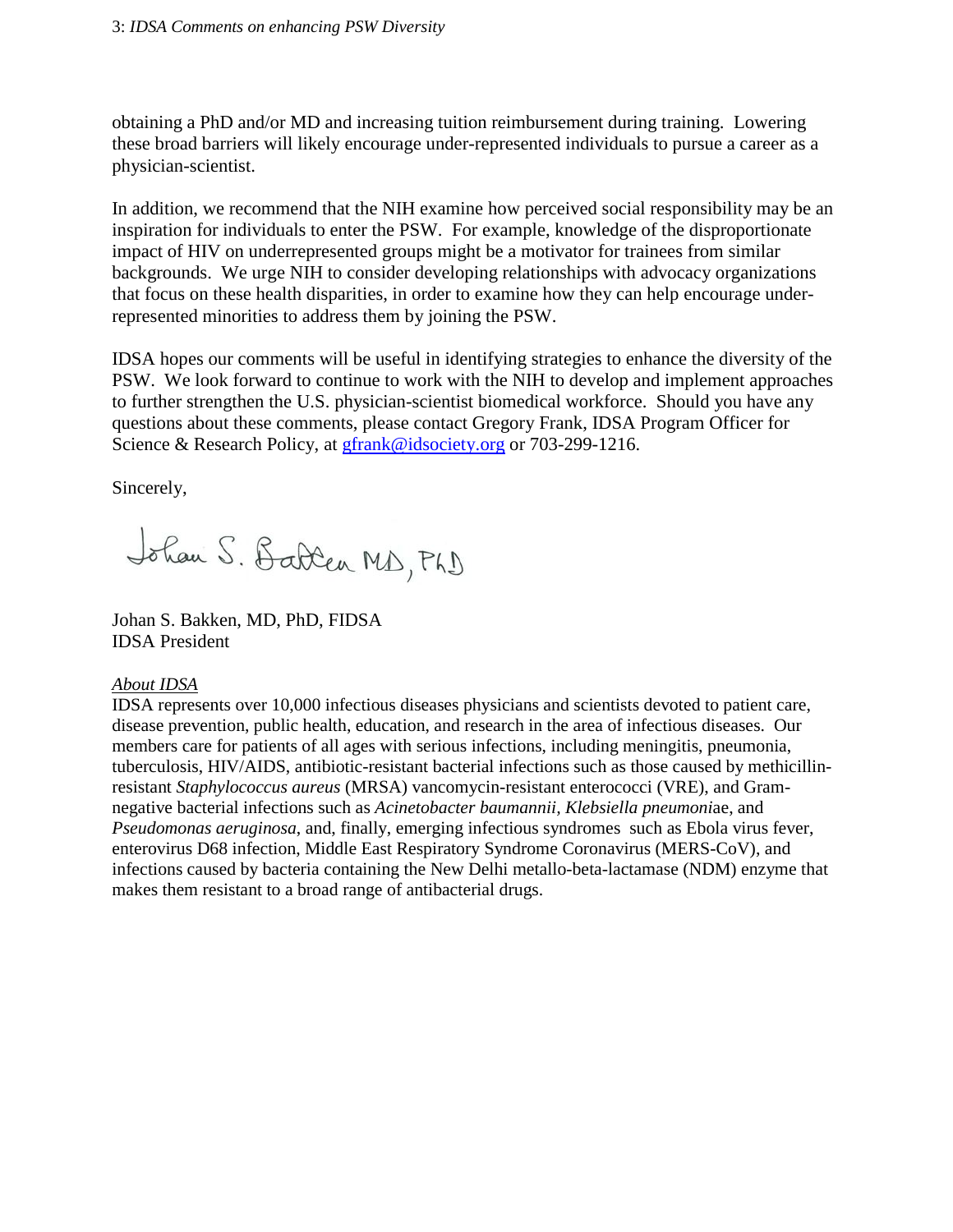obtaining a PhD and/or MD and increasing tuition reimbursement during training. Lowering these broad barriers will likely encourage under-represented individuals to pursue a career as a physician-scientist.

In addition, we recommend that the NIH examine how perceived social responsibility may be an inspiration for individuals to enter the PSW. For example, knowledge of the disproportionate impact of HIV on underrepresented groups might be a motivator for trainees from similar backgrounds. We urge NIH to consider developing relationships with advocacy organizations that focus on these health disparities, in order to examine how they can help encourage under-represented minorities to address them by joining the PSW.

IDSA hopes our comments will be useful in identifying strategies to enhance the diversity of the PSW. We look forward to continue to work with the NIH to develop and implement approaches to further strengthen the U.S. physician-scientist biomedical workforce. Should you have any questions about these comments, please contact Gregory Frank, IDSA Program Officer for Science & Research Policy, at [gfrank@idsociety.org](mailto:gfrank@idsociety.org) or 703-299-1216.

Sincerely,

Johan S. Bakken MD, PhD

Johan S. Bakken, MD, PhD, FIDSA
IDSA President

*About IDSA*

IDSA represents over 10,000 infectious diseases physicians and scientists devoted to patient care, disease prevention, public health, education, and research in the area of infectious diseases. Our members care for patients of all ages with serious infections, including meningitis, pneumonia, tuberculosis, HIV/AIDS, antibiotic-resistant bacterial infections such as those caused by methicillin-resistant *Staphylococcus aureus* (MRSA) vancomycin-resistant enterococci (VRE), and Gram-negative bacterial infections such as *Acinetobacter baumannii, Klebsiella pneumoni*ae, and *Pseudomonas aeruginosa*, and, finally, emerging infectious syndromes such as Ebola virus fever, enterovirus D68 infection, Middle East Respiratory Syndrome Coronavirus (MERS-CoV), and infections caused by bacteria containing the New Delhi metallo-beta-lactamase (NDM) enzyme that makes them resistant to a broad range of antibacterial drugs.